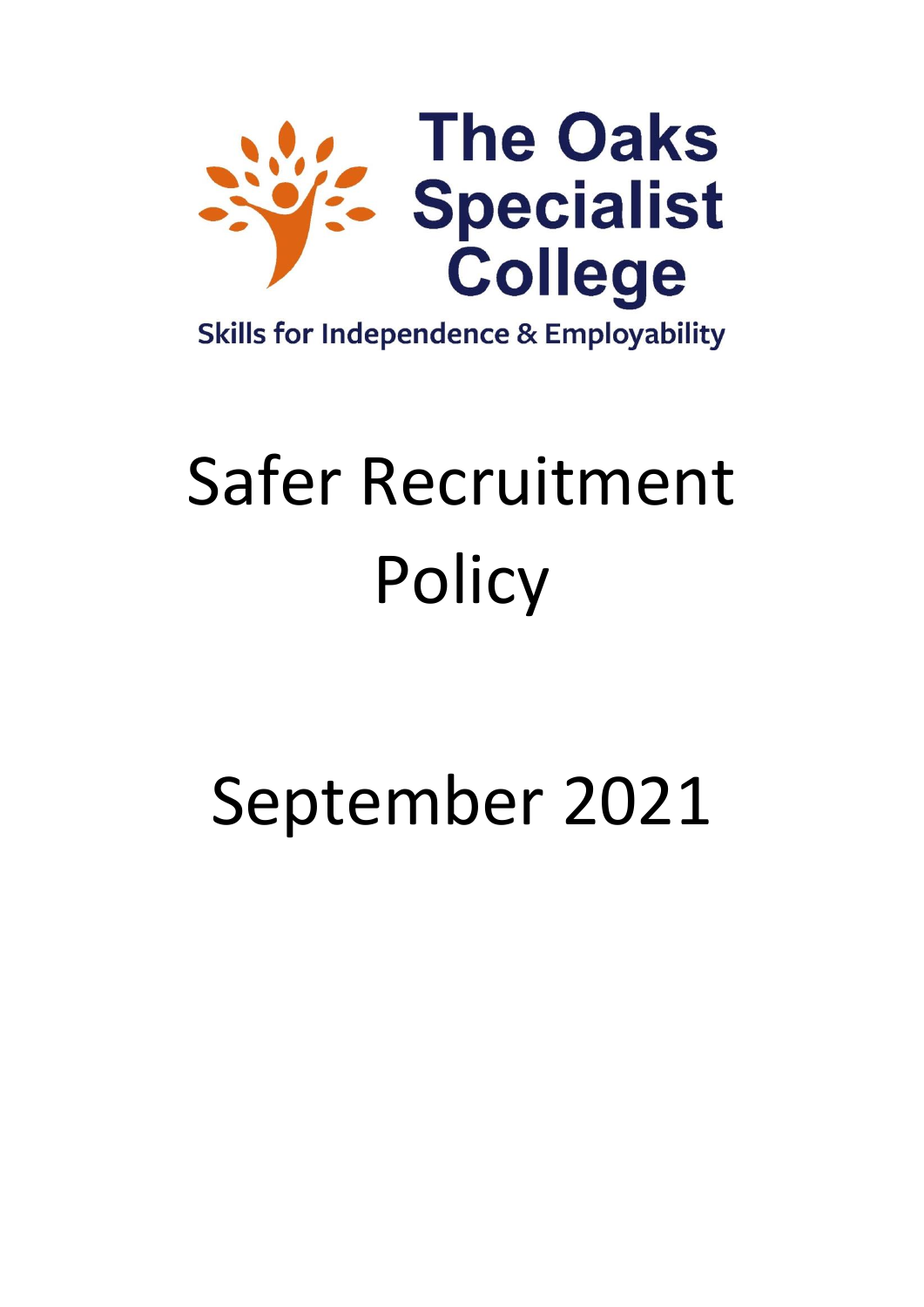The Oaks Specialist College

Skills for Independence & Employability

# Safer Recruitment Policy

## September 2021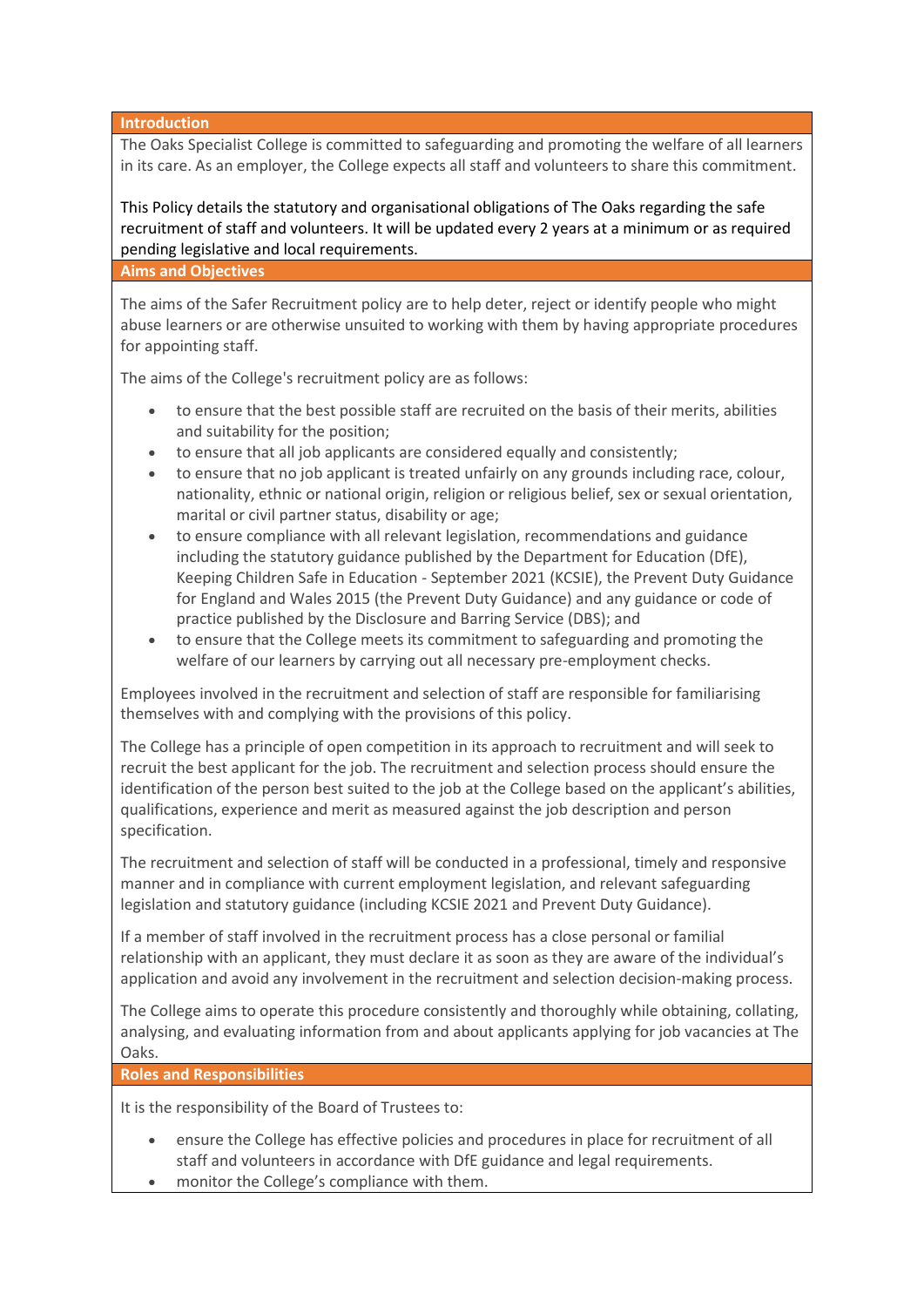## Introduction

The Oaks Specialist College is committed to safeguarding and promoting the welfare of all learners in its care. As an employer, the College expects all staff and volunteers to share this commitment.

This Policy details the statutory and organisational obligations of The Oaks regarding the safe recruitment of staff and volunteers. It will be updated every 2 years at a minimum or as required pending legislative and local requirements.

## Aims and Objectives

The aims of the Safer Recruitment policy are to help deter, reject or identify people who might abuse learners or are otherwise unsuited to working with them by having appropriate procedures for appointing staff.

The aims of the College's recruitment policy are as follows:

- to ensure that the best possible staff are recruited on the basis of their merits, abilities and suitability for the position;
- to ensure that all job applicants are considered equally and consistently;
- to ensure that no job applicant is treated unfairly on any grounds including race, colour, nationality, ethnic or national origin, religion or religious belief, sex or sexual orientation, marital or civil partner status, disability or age;
- to ensure compliance with all relevant legislation, recommendations and guidance including the statutory guidance published by the Department for Education (DfE), Keeping Children Safe in Education - September 2021 (KCSIE), the Prevent Duty Guidance for England and Wales 2015 (the Prevent Duty Guidance) and any guidance or code of practice published by the Disclosure and Barring Service (DBS); and
- to ensure that the College meets its commitment to safeguarding and promoting the welfare of our learners by carrying out all necessary pre-employment checks.

Employees involved in the recruitment and selection of staff are responsible for familiarising themselves with and complying with the provisions of this policy.

The College has a principle of open competition in its approach to recruitment and will seek to recruit the best applicant for the job. The recruitment and selection process should ensure the identification of the person best suited to the job at the College based on the applicant's abilities, qualifications, experience and merit as measured against the job description and person specification.

The recruitment and selection of staff will be conducted in a professional, timely and responsive manner and in compliance with current employment legislation, and relevant safeguarding legislation and statutory guidance (including KCSIE 2021 and Prevent Duty Guidance).

If a member of staff involved in the recruitment process has a close personal or familial relationship with an applicant, they must declare it as soon as they are aware of the individual's application and avoid any involvement in the recruitment and selection decision-making process.

The College aims to operate this procedure consistently and thoroughly while obtaining, collating, analysing, and evaluating information from and about applicants applying for job vacancies at The Oaks.

## Roles and Responsibilities

It is the responsibility of the Board of Trustees to:

- ensure the College has effective policies and procedures in place for recruitment of all staff and volunteers in accordance with DfE guidance and legal requirements.
- monitor the College's compliance with them.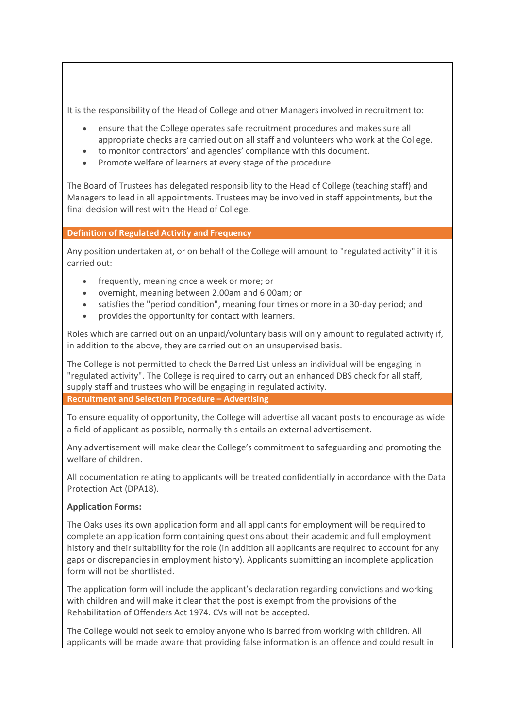It is the responsibility of the Head of College and other Managers involved in recruitment to:

- ensure that the College operates safe recruitment procedures and makes sure all appropriate checks are carried out on all staff and volunteers who work at the College.
- to monitor contractors' and agencies' compliance with this document.
- Promote welfare of learners at every stage of the procedure.

The Board of Trustees has delegated responsibility to the Head of College (teaching staff) and Managers to lead in all appointments. Trustees may be involved in staff appointments, but the final decision will rest with the Head of College.

## Definition of Regulated Activity and Frequency

Any position undertaken at, or on behalf of the College will amount to "regulated activity" if it is carried out:

- frequently, meaning once a week or more; or
- overnight, meaning between 2.00am and 6.00am; or
- satisfies the "period condition", meaning four times or more in a 30-day period; and
- provides the opportunity for contact with learners.

Roles which are carried out on an unpaid/voluntary basis will only amount to regulated activity if, in addition to the above, they are carried out on an unsupervised basis.

The College is not permitted to check the Barred List unless an individual will be engaging in "regulated activity". The College is required to carry out an enhanced DBS check for all staff, supply staff and trustees who will be engaging in regulated activity.

## Recruitment and Selection Procedure – Advertising

To ensure equality of opportunity, the College will advertise all vacant posts to encourage as wide a field of applicant as possible, normally this entails an external advertisement.

Any advertisement will make clear the College's commitment to safeguarding and promoting the welfare of children.

All documentation relating to applicants will be treated confidentially in accordance with the Data Protection Act (DPA18).

**Application Forms:**

The Oaks uses its own application form and all applicants for employment will be required to complete an application form containing questions about their academic and full employment history and their suitability for the role (in addition all applicants are required to account for any gaps or discrepancies in employment history). Applicants submitting an incomplete application form will not be shortlisted.

The application form will include the applicant's declaration regarding convictions and working with children and will make it clear that the post is exempt from the provisions of the Rehabilitation of Offenders Act 1974. CVs will not be accepted.

The College would not seek to employ anyone who is barred from working with children. All applicants will be made aware that providing false information is an offence and could result in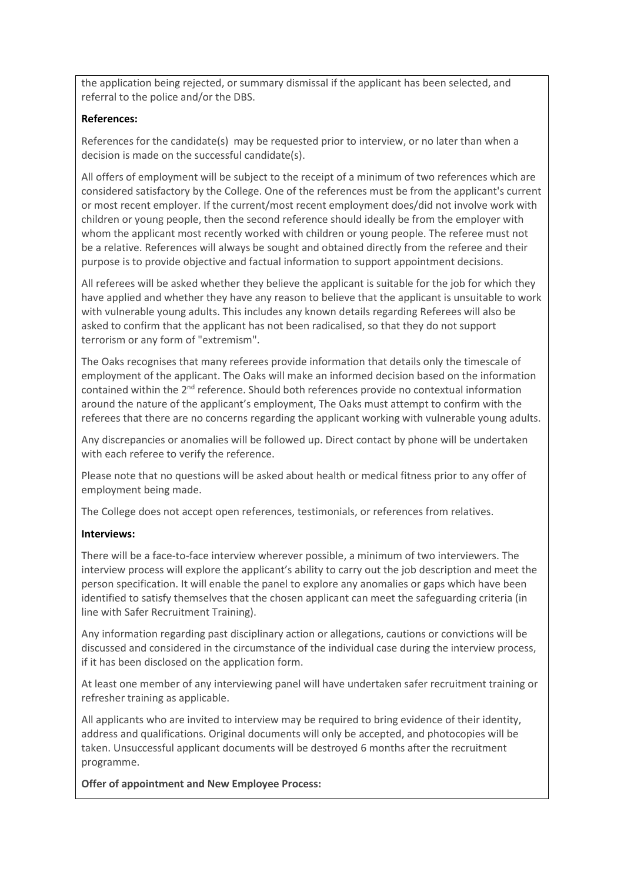the application being rejected, or summary dismissal if the applicant has been selected, and referral to the police and/or the DBS.

**References:**

References for the candidate(s) may be requested prior to interview, or no later than when a decision is made on the successful candidate(s).

All offers of employment will be subject to the receipt of a minimum of two references which are considered satisfactory by the College. One of the references must be from the applicant's current or most recent employer. If the current/most recent employment does/did not involve work with children or young people, then the second reference should ideally be from the employer with whom the applicant most recently worked with children or young people. The referee must not be a relative. References will always be sought and obtained directly from the referee and their purpose is to provide objective and factual information to support appointment decisions.

All referees will be asked whether they believe the applicant is suitable for the job for which they have applied and whether they have any reason to believe that the applicant is unsuitable to work with vulnerable young adults. This includes any known details regarding Referees will also be asked to confirm that the applicant has not been radicalised, so that they do not support terrorism or any form of "extremism".

The Oaks recognises that many referees provide information that details only the timescale of employment of the applicant. The Oaks will make an informed decision based on the information contained within the 2nd reference. Should both references provide no contextual information around the nature of the applicant's employment, The Oaks must attempt to confirm with the referees that there are no concerns regarding the applicant working with vulnerable young adults.

Any discrepancies or anomalies will be followed up. Direct contact by phone will be undertaken with each referee to verify the reference.

Please note that no questions will be asked about health or medical fitness prior to any offer of employment being made.

The College does not accept open references, testimonials, or references from relatives.

**Interviews:**

There will be a face-to-face interview wherever possible, a minimum of two interviewers. The interview process will explore the applicant's ability to carry out the job description and meet the person specification. It will enable the panel to explore any anomalies or gaps which have been identified to satisfy themselves that the chosen applicant can meet the safeguarding criteria (in line with Safer Recruitment Training).

Any information regarding past disciplinary action or allegations, cautions or convictions will be discussed and considered in the circumstance of the individual case during the interview process, if it has been disclosed on the application form.

At least one member of any interviewing panel will have undertaken safer recruitment training or refresher training as applicable.

All applicants who are invited to interview may be required to bring evidence of their identity, address and qualifications. Original documents will only be accepted, and photocopies will be taken. Unsuccessful applicant documents will be destroyed 6 months after the recruitment programme.

**Offer of appointment and New Employee Process:**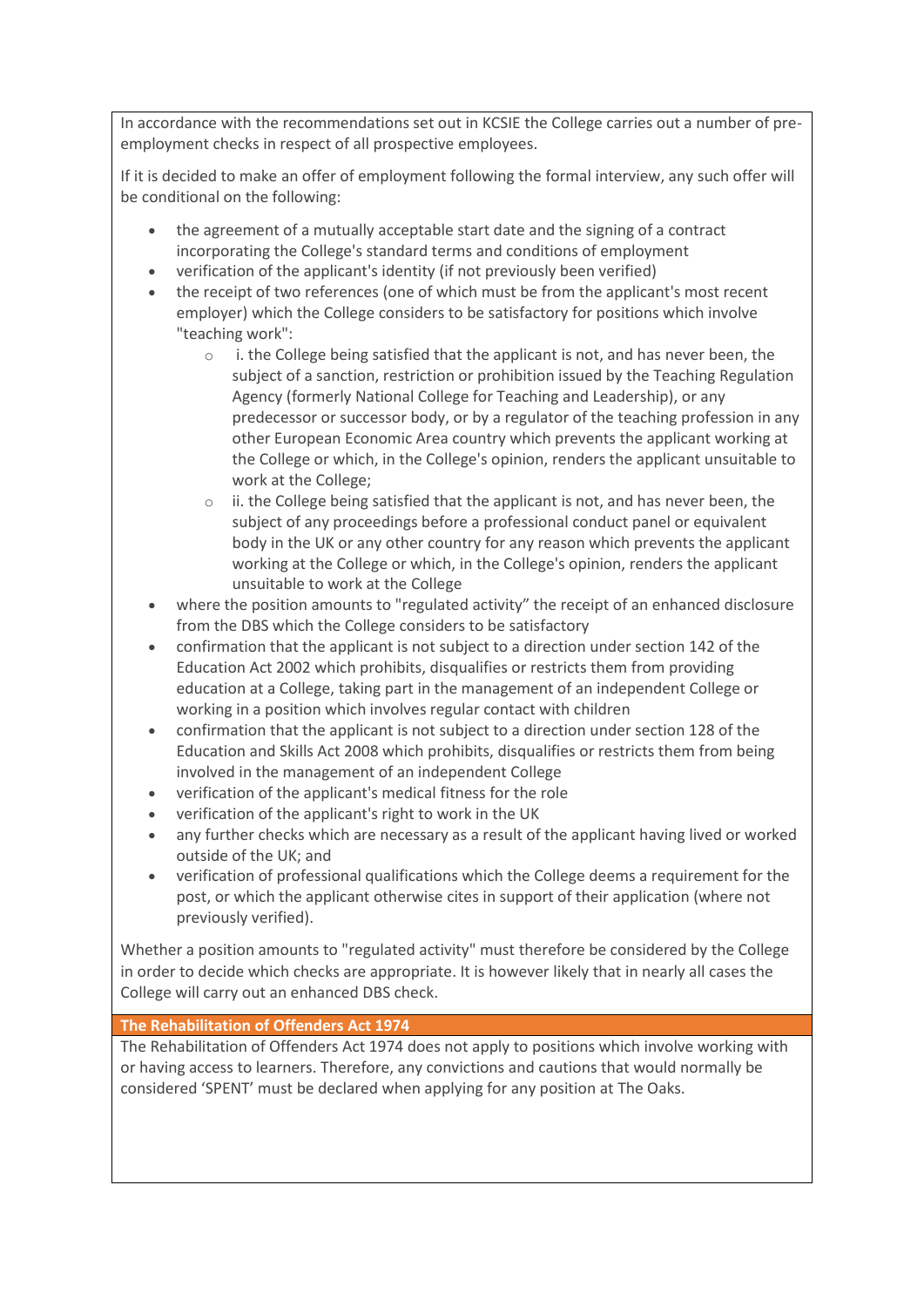In accordance with the recommendations set out in KCSIE the College carries out a number of pre-employment checks in respect of all prospective employees.

If it is decided to make an offer of employment following the formal interview, any such offer will be conditional on the following:

- the agreement of a mutually acceptable start date and the signing of a contract incorporating the College's standard terms and conditions of employment
- verification of the applicant's identity (if not previously been verified)
- the receipt of two references (one of which must be from the applicant's most recent employer) which the College considers to be satisfactory for positions which involve "teaching work":
    - i. the College being satisfied that the applicant is not, and has never been, the subject of a sanction, restriction or prohibition issued by the Teaching Regulation Agency (formerly National College for Teaching and Leadership), or any predecessor or successor body, or by a regulator of the teaching profession in any other European Economic Area country which prevents the applicant working at the College or which, in the College's opinion, renders the applicant unsuitable to work at the College;
    - ii. the College being satisfied that the applicant is not, and has never been, the subject of any proceedings before a professional conduct panel or equivalent body in the UK or any other country for any reason which prevents the applicant working at the College or which, in the College's opinion, renders the applicant unsuitable to work at the College
- where the position amounts to "regulated activity" the receipt of an enhanced disclosure from the DBS which the College considers to be satisfactory
- confirmation that the applicant is not subject to a direction under section 142 of the Education Act 2002 which prohibits, disqualifies or restricts them from providing education at a College, taking part in the management of an independent College or working in a position which involves regular contact with children
- confirmation that the applicant is not subject to a direction under section 128 of the Education and Skills Act 2008 which prohibits, disqualifies or restricts them from being involved in the management of an independent College
- verification of the applicant's medical fitness for the role
- verification of the applicant's right to work in the UK
- any further checks which are necessary as a result of the applicant having lived or worked outside of the UK; and
- verification of professional qualifications which the College deems a requirement for the post, or which the applicant otherwise cites in support of their application (where not previously verified).

Whether a position amounts to "regulated activity" must therefore be considered by the College in order to decide which checks are appropriate. It is however likely that in nearly all cases the College will carry out an enhanced DBS check.

## The Rehabilitation of Offenders Act 1974

The Rehabilitation of Offenders Act 1974 does not apply to positions which involve working with or having access to learners. Therefore, any convictions and cautions that would normally be considered 'SPENT' must be declared when applying for any position at The Oaks.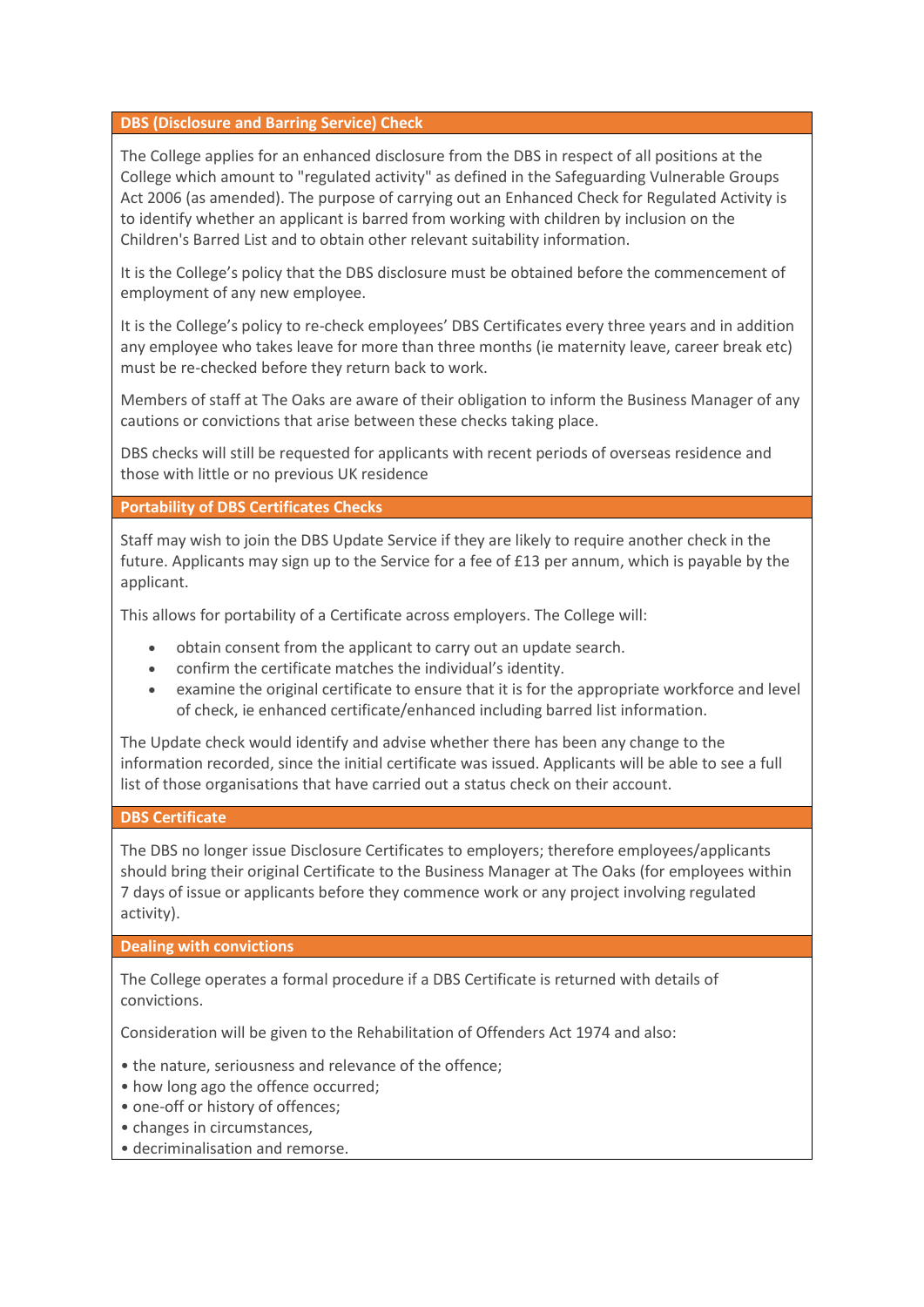## DBS (Disclosure and Barring Service) Check

The College applies for an enhanced disclosure from the DBS in respect of all positions at the College which amount to "regulated activity" as defined in the Safeguarding Vulnerable Groups Act 2006 (as amended). The purpose of carrying out an Enhanced Check for Regulated Activity is to identify whether an applicant is barred from working with children by inclusion on the Children's Barred List and to obtain other relevant suitability information.

It is the College's policy that the DBS disclosure must be obtained before the commencement of employment of any new employee.

It is the College's policy to re-check employees' DBS Certificates every three years and in addition any employee who takes leave for more than three months (ie maternity leave, career break etc) must be re-checked before they return back to work.

Members of staff at The Oaks are aware of their obligation to inform the Business Manager of any cautions or convictions that arise between these checks taking place.

DBS checks will still be requested for applicants with recent periods of overseas residence and those with little or no previous UK residence

## Portability of DBS Certificates Checks

Staff may wish to join the DBS Update Service if they are likely to require another check in the future. Applicants may sign up to the Service for a fee of £13 per annum, which is payable by the applicant.

This allows for portability of a Certificate across employers. The College will:

- obtain consent from the applicant to carry out an update search.
- confirm the certificate matches the individual's identity.
- examine the original certificate to ensure that it is for the appropriate workforce and level of check, ie enhanced certificate/enhanced including barred list information.

The Update check would identify and advise whether there has been any change to the information recorded, since the initial certificate was issued. Applicants will be able to see a full list of those organisations that have carried out a status check on their account.

## DBS Certificate

The DBS no longer issue Disclosure Certificates to employers; therefore employees/applicants should bring their original Certificate to the Business Manager at The Oaks (for employees within 7 days of issue or applicants before they commence work or any project involving regulated activity).

## Dealing with convictions

The College operates a formal procedure if a DBS Certificate is returned with details of convictions.

Consideration will be given to the Rehabilitation of Offenders Act 1974 and also:

- the nature, seriousness and relevance of the offence;
- how long ago the offence occurred;
- one-off or history of offences;
- changes in circumstances,
- decriminalisation and remorse.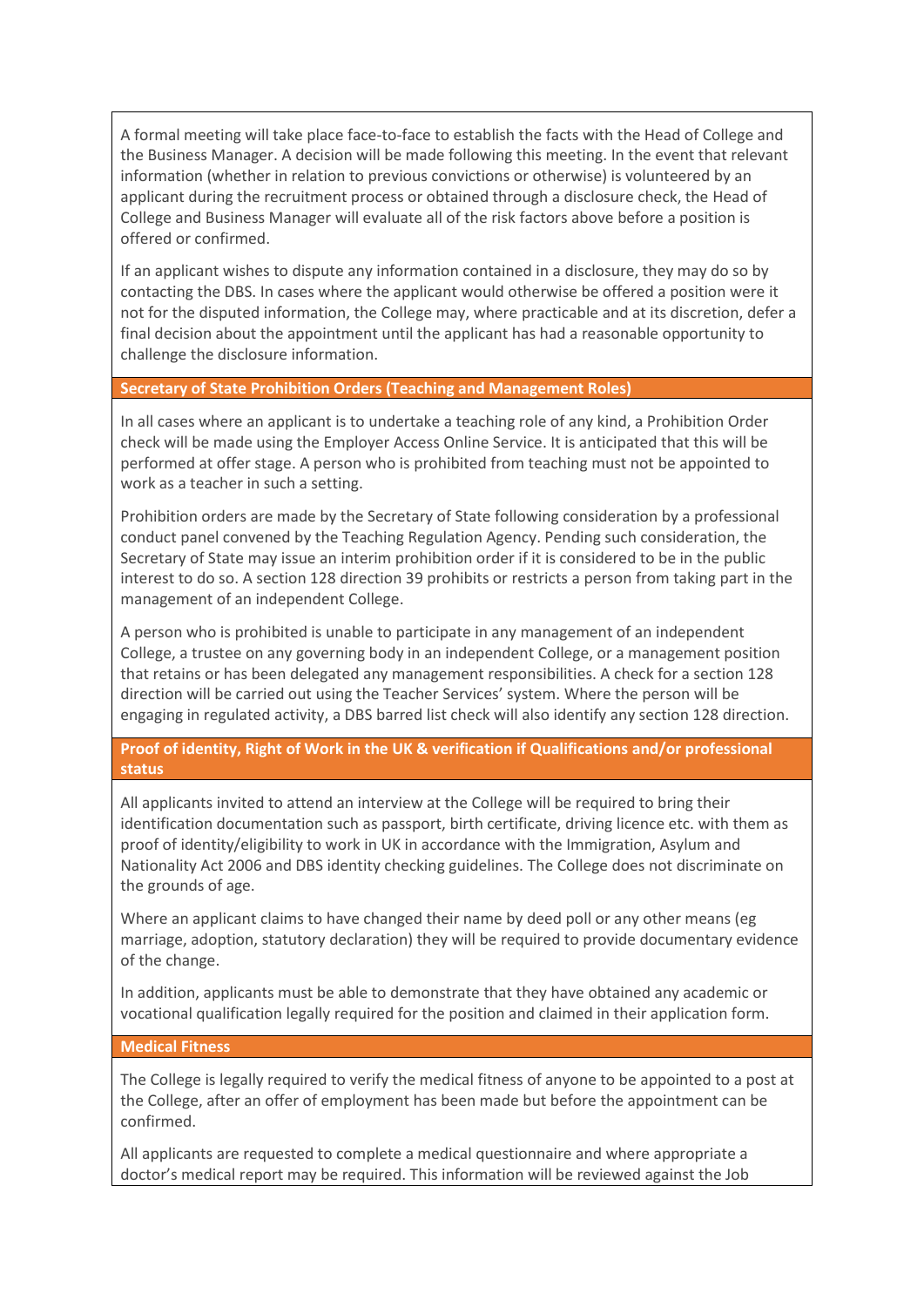A formal meeting will take place face-to-face to establish the facts with the Head of College and the Business Manager. A decision will be made following this meeting. In the event that relevant information (whether in relation to previous convictions or otherwise) is volunteered by an applicant during the recruitment process or obtained through a disclosure check, the Head of College and Business Manager will evaluate all of the risk factors above before a position is offered or confirmed.

If an applicant wishes to dispute any information contained in a disclosure, they may do so by contacting the DBS. In cases where the applicant would otherwise be offered a position were it not for the disputed information, the College may, where practicable and at its discretion, defer a final decision about the appointment until the applicant has had a reasonable opportunity to challenge the disclosure information.

## Secretary of State Prohibition Orders (Teaching and Management Roles)

In all cases where an applicant is to undertake a teaching role of any kind, a Prohibition Order check will be made using the Employer Access Online Service. It is anticipated that this will be performed at offer stage. A person who is prohibited from teaching must not be appointed to work as a teacher in such a setting.

Prohibition orders are made by the Secretary of State following consideration by a professional conduct panel convened by the Teaching Regulation Agency. Pending such consideration, the Secretary of State may issue an interim prohibition order if it is considered to be in the public interest to do so. A section 128 direction 39 prohibits or restricts a person from taking part in the management of an independent College.

A person who is prohibited is unable to participate in any management of an independent College, a trustee on any governing body in an independent College, or a management position that retains or has been delegated any management responsibilities. A check for a section 128 direction will be carried out using the Teacher Services' system. Where the person will be engaging in regulated activity, a DBS barred list check will also identify any section 128 direction.

## Proof of identity, Right of Work in the UK & verification if Qualifications and/or professional status

All applicants invited to attend an interview at the College will be required to bring their identification documentation such as passport, birth certificate, driving licence etc. with them as proof of identity/eligibility to work in UK in accordance with the Immigration, Asylum and Nationality Act 2006 and DBS identity checking guidelines. The College does not discriminate on the grounds of age.

Where an applicant claims to have changed their name by deed poll or any other means (eg marriage, adoption, statutory declaration) they will be required to provide documentary evidence of the change.

In addition, applicants must be able to demonstrate that they have obtained any academic or vocational qualification legally required for the position and claimed in their application form.

## Medical Fitness

The College is legally required to verify the medical fitness of anyone to be appointed to a post at the College, after an offer of employment has been made but before the appointment can be confirmed.

All applicants are requested to complete a medical questionnaire and where appropriate a doctor's medical report may be required. This information will be reviewed against the Job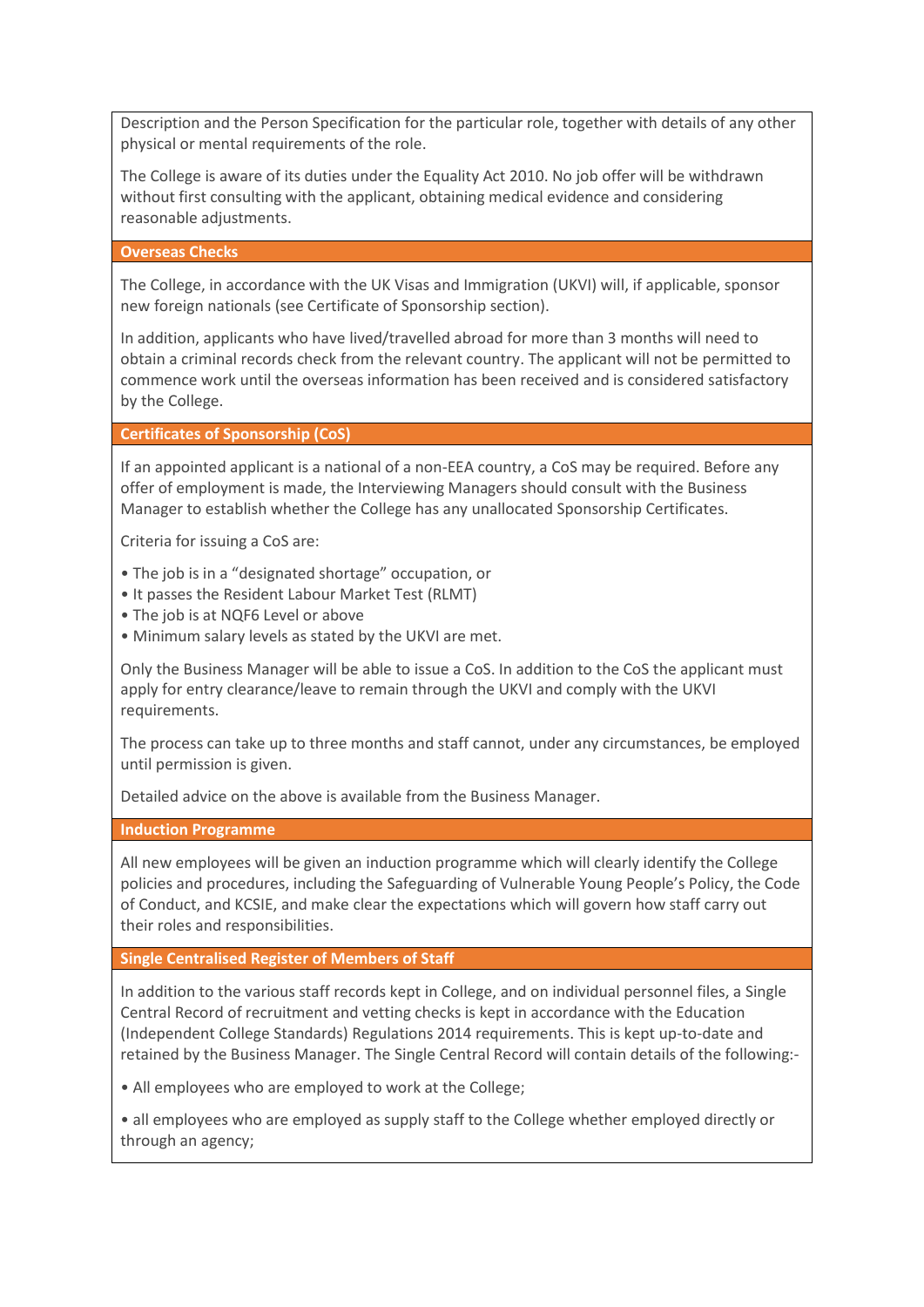Description and the Person Specification for the particular role, together with details of any other physical or mental requirements of the role.

The College is aware of its duties under the Equality Act 2010. No job offer will be withdrawn without first consulting with the applicant, obtaining medical evidence and considering reasonable adjustments.

## Overseas Checks

The College, in accordance with the UK Visas and Immigration (UKVI) will, if applicable, sponsor new foreign nationals (see Certificate of Sponsorship section).

In addition, applicants who have lived/travelled abroad for more than 3 months will need to obtain a criminal records check from the relevant country. The applicant will not be permitted to commence work until the overseas information has been received and is considered satisfactory by the College.

## Certificates of Sponsorship (CoS)

If an appointed applicant is a national of a non-EEA country, a CoS may be required. Before any offer of employment is made, the Interviewing Managers should consult with the Business Manager to establish whether the College has any unallocated Sponsorship Certificates.

Criteria for issuing a CoS are:

- The job is in a "designated shortage" occupation, or
- It passes the Resident Labour Market Test (RLMT)
- The job is at NQF6 Level or above
- Minimum salary levels as stated by the UKVI are met.

Only the Business Manager will be able to issue a CoS. In addition to the CoS the applicant must apply for entry clearance/leave to remain through the UKVI and comply with the UKVI requirements.

The process can take up to three months and staff cannot, under any circumstances, be employed until permission is given.

Detailed advice on the above is available from the Business Manager.

## Induction Programme

All new employees will be given an induction programme which will clearly identify the College policies and procedures, including the Safeguarding of Vulnerable Young People's Policy, the Code of Conduct, and KCSIE, and make clear the expectations which will govern how staff carry out their roles and responsibilities.

## Single Centralised Register of Members of Staff

In addition to the various staff records kept in College, and on individual personnel files, a Single Central Record of recruitment and vetting checks is kept in accordance with the Education (Independent College Standards) Regulations 2014 requirements. This is kept up-to-date and retained by the Business Manager. The Single Central Record will contain details of the following:-

- All employees who are employed to work at the College;

- all employees who are employed as supply staff to the College whether employed directly or through an agency;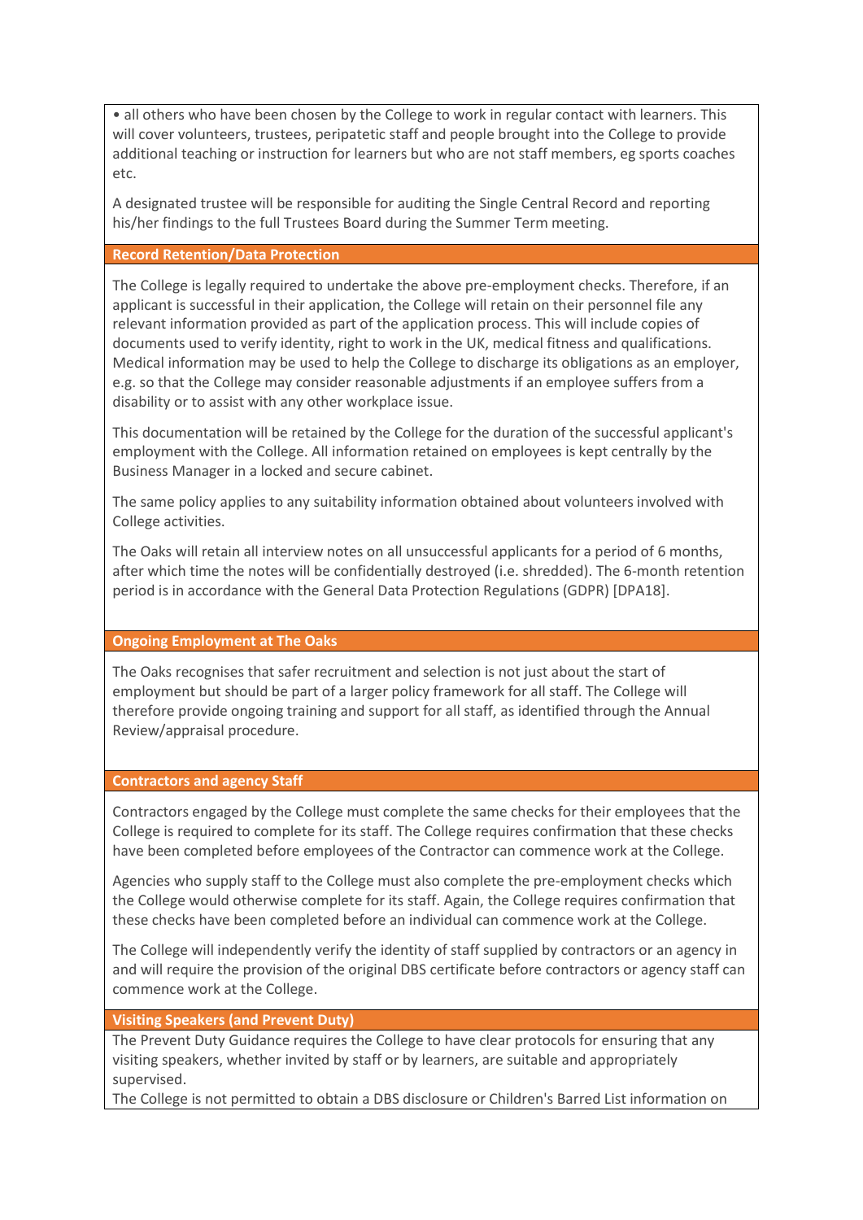- all others who have been chosen by the College to work in regular contact with learners. This will cover volunteers, trustees, peripatetic staff and people brought into the College to provide additional teaching or instruction for learners but who are not staff members, eg sports coaches etc.

A designated trustee will be responsible for auditing the Single Central Record and reporting his/her findings to the full Trustees Board during the Summer Term meeting.

## Record Retention/Data Protection

The College is legally required to undertake the above pre-employment checks. Therefore, if an applicant is successful in their application, the College will retain on their personnel file any relevant information provided as part of the application process. This will include copies of documents used to verify identity, right to work in the UK, medical fitness and qualifications. Medical information may be used to help the College to discharge its obligations as an employer, e.g. so that the College may consider reasonable adjustments if an employee suffers from a disability or to assist with any other workplace issue.

This documentation will be retained by the College for the duration of the successful applicant's employment with the College. All information retained on employees is kept centrally by the Business Manager in a locked and secure cabinet.

The same policy applies to any suitability information obtained about volunteers involved with College activities.

The Oaks will retain all interview notes on all unsuccessful applicants for a period of 6 months, after which time the notes will be confidentially destroyed (i.e. shredded). The 6-month retention period is in accordance with the General Data Protection Regulations (GDPR) [DPA18].

## Ongoing Employment at The Oaks

The Oaks recognises that safer recruitment and selection is not just about the start of employment but should be part of a larger policy framework for all staff. The College will therefore provide ongoing training and support for all staff, as identified through the Annual Review/appraisal procedure.

## Contractors and agency Staff

Contractors engaged by the College must complete the same checks for their employees that the College is required to complete for its staff. The College requires confirmation that these checks have been completed before employees of the Contractor can commence work at the College.

Agencies who supply staff to the College must also complete the pre-employment checks which the College would otherwise complete for its staff. Again, the College requires confirmation that these checks have been completed before an individual can commence work at the College.

The College will independently verify the identity of staff supplied by contractors or an agency in and will require the provision of the original DBS certificate before contractors or agency staff can commence work at the College.

## Visiting Speakers (and Prevent Duty)

The Prevent Duty Guidance requires the College to have clear protocols for ensuring that any visiting speakers, whether invited by staff or by learners, are suitable and appropriately supervised.

The College is not permitted to obtain a DBS disclosure or Children's Barred List information on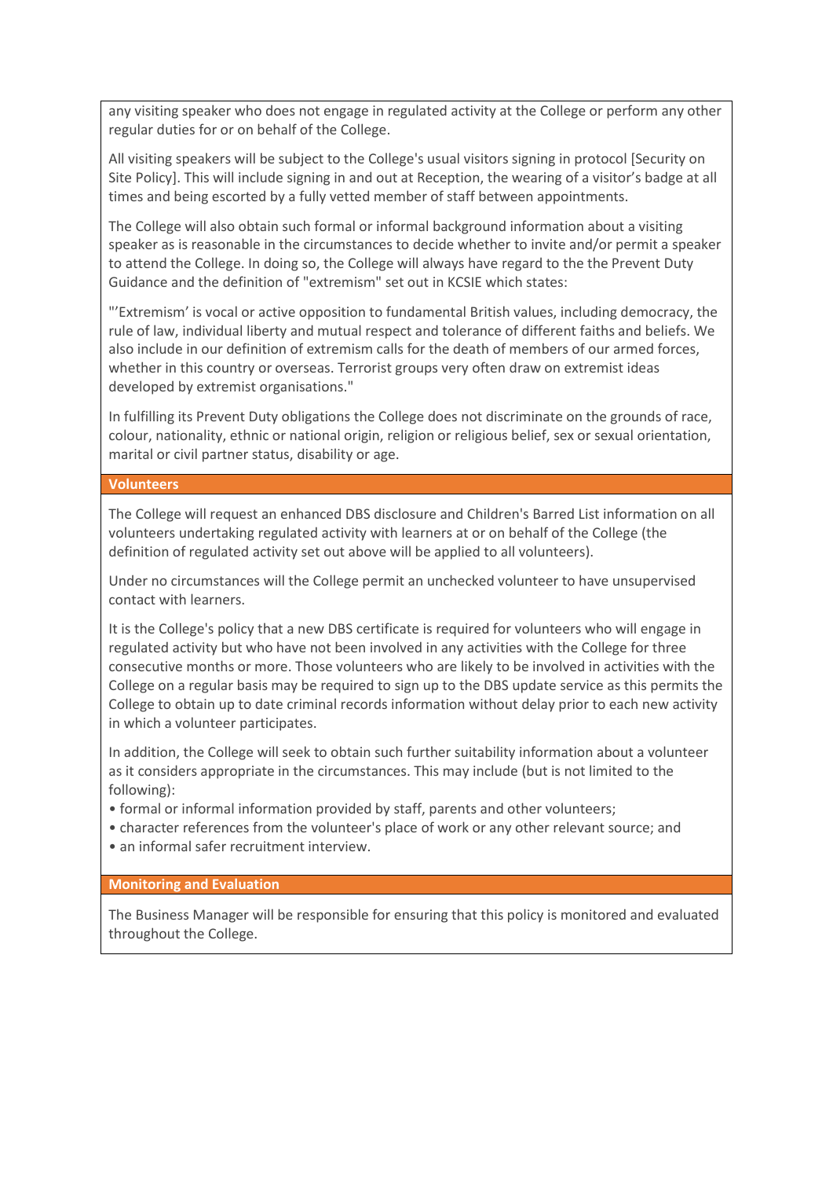any visiting speaker who does not engage in regulated activity at the College or perform any other regular duties for or on behalf of the College.

All visiting speakers will be subject to the College's usual visitors signing in protocol [Security on Site Policy]. This will include signing in and out at Reception, the wearing of a visitor's badge at all times and being escorted by a fully vetted member of staff between appointments.

The College will also obtain such formal or informal background information about a visiting speaker as is reasonable in the circumstances to decide whether to invite and/or permit a speaker to attend the College. In doing so, the College will always have regard to the the Prevent Duty Guidance and the definition of "extremism" set out in KCSIE which states:

"'Extremism' is vocal or active opposition to fundamental British values, including democracy, the rule of law, individual liberty and mutual respect and tolerance of different faiths and beliefs. We also include in our definition of extremism calls for the death of members of our armed forces, whether in this country or overseas. Terrorist groups very often draw on extremist ideas developed by extremist organisations."

In fulfilling its Prevent Duty obligations the College does not discriminate on the grounds of race, colour, nationality, ethnic or national origin, religion or religious belief, sex or sexual orientation, marital or civil partner status, disability or age.

## Volunteers

The College will request an enhanced DBS disclosure and Children's Barred List information on all volunteers undertaking regulated activity with learners at or on behalf of the College (the definition of regulated activity set out above will be applied to all volunteers).

Under no circumstances will the College permit an unchecked volunteer to have unsupervised contact with learners.

It is the College's policy that a new DBS certificate is required for volunteers who will engage in regulated activity but who have not been involved in any activities with the College for three consecutive months or more. Those volunteers who are likely to be involved in activities with the College on a regular basis may be required to sign up to the DBS update service as this permits the College to obtain up to date criminal records information without delay prior to each new activity in which a volunteer participates.

In addition, the College will seek to obtain such further suitability information about a volunteer as it considers appropriate in the circumstances. This may include (but is not limited to the following):

- formal or informal information provided by staff, parents and other volunteers;
- character references from the volunteer's place of work or any other relevant source; and
- an informal safer recruitment interview.

## Monitoring and Evaluation

The Business Manager will be responsible for ensuring that this policy is monitored and evaluated throughout the College.